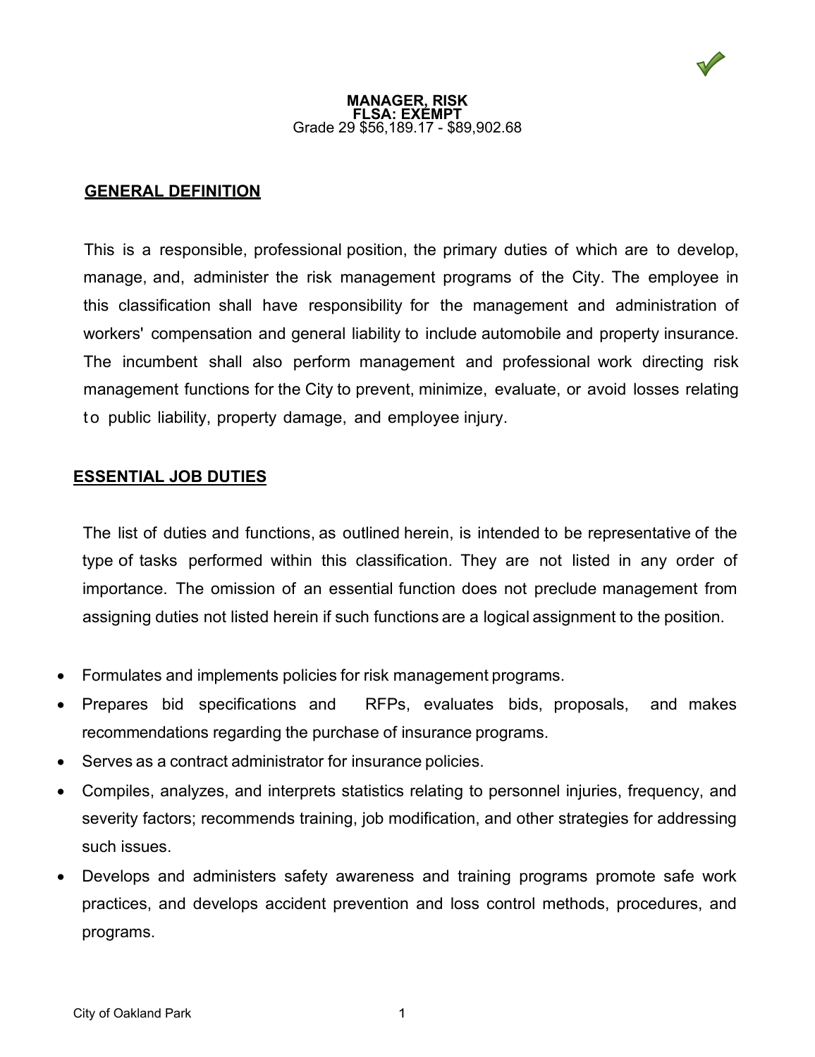# MANAGER, RISK

**FLSA: EXEMPT**

Grade 29 $56,189.17 - $89,902.68

## GENERAL DEFINITION

This is a responsible, professional position, the primary duties of which are to develop, manage, and, administer the risk management programs of the City. The employee in this classification shall have responsibility for the management and administration of workers' compensation and general liability to include automobile and property insurance. The incumbent shall also perform management and professional work directing risk management functions for the City to prevent, minimize, evaluate, or avoid losses relating to public liability, property damage, and employee injury.

## ESSENTIAL JOB DUTIES

The list of duties and functions, as outlined herein, is intended to be representative of the type of tasks performed within this classification. They are not listed in any order of importance. The omission of an essential function does not preclude management from assigning duties not listed herein if such functions are a logical assignment to the position.

- Formulates and implements policies for risk management programs.
- Prepares bid specifications and RFPs, evaluates bids, proposals, and makes recommendations regarding the purchase of insurance programs.
- Serves as a contract administrator for insurance policies.
- Compiles, analyzes, and interprets statistics relating to personnel injuries, frequency, and severity factors; recommends training, job modification, and other strategies for addressing such issues.
- Develops and administers safety awareness and training programs promote safe work practices, and develops accident prevention and loss control methods, procedures, and programs.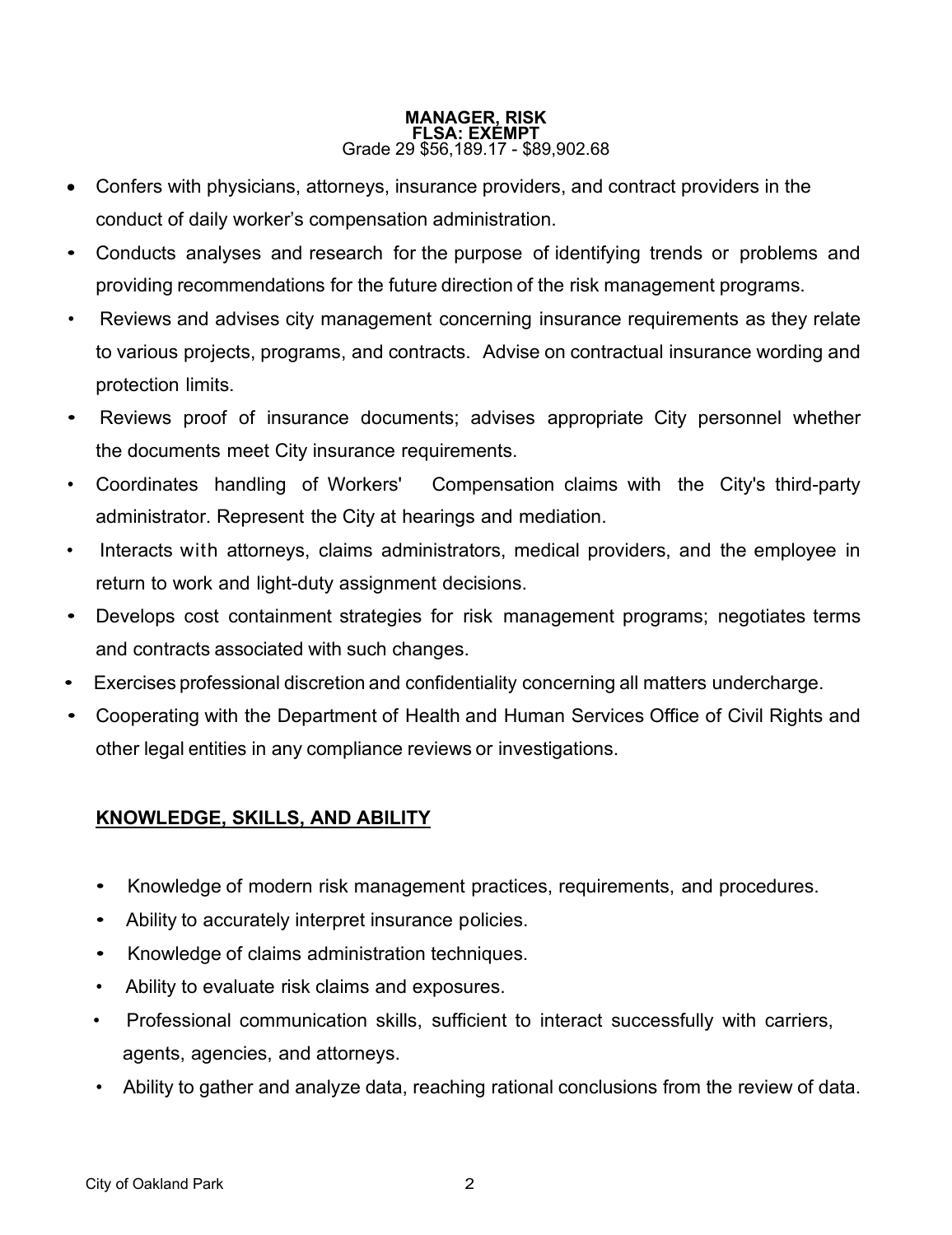**MANAGER, RISK**
**FLSA: EXEMPT**
Grade 29 $56,189.17 - $89,902.68

- Confers with physicians, attorneys, insurance providers, and contract providers in the conduct of daily worker's compensation administration.
- Conducts analyses and research for the purpose of identifying trends or problems and providing recommendations for the future direction of the risk management programs.
- Reviews and advises city management concerning insurance requirements as they relate to various projects, programs, and contracts. Advise on contractual insurance wording and protection limits.
- Reviews proof of insurance documents; advises appropriate City personnel whether the documents meet City insurance requirements.
- Coordinates handling of Workers' Compensation claims with the City's third-party administrator. Represent the City at hearings and mediation.
- Interacts with attorneys, claims administrators, medical providers, and the employee in return to work and light-duty assignment decisions.
- Develops cost containment strategies for risk management programs; negotiates terms and contracts associated with such changes.
- Exercises professional discretion and confidentiality concerning all matters undercharge.
- Cooperating with the Department of Health and Human Services Office of Civil Rights and other legal entities in any compliance reviews or investigations.

## KNOWLEDGE, SKILLS, AND ABILITY

- Knowledge of modern risk management practices, requirements, and procedures.
- Ability to accurately interpret insurance policies.
- Knowledge of claims administration techniques.
- Ability to evaluate risk claims and exposures.
- Professional communication skills, sufficient to interact successfully with carriers, agents, agencies, and attorneys.
- Ability to gather and analyze data, reaching rational conclusions from the review of data.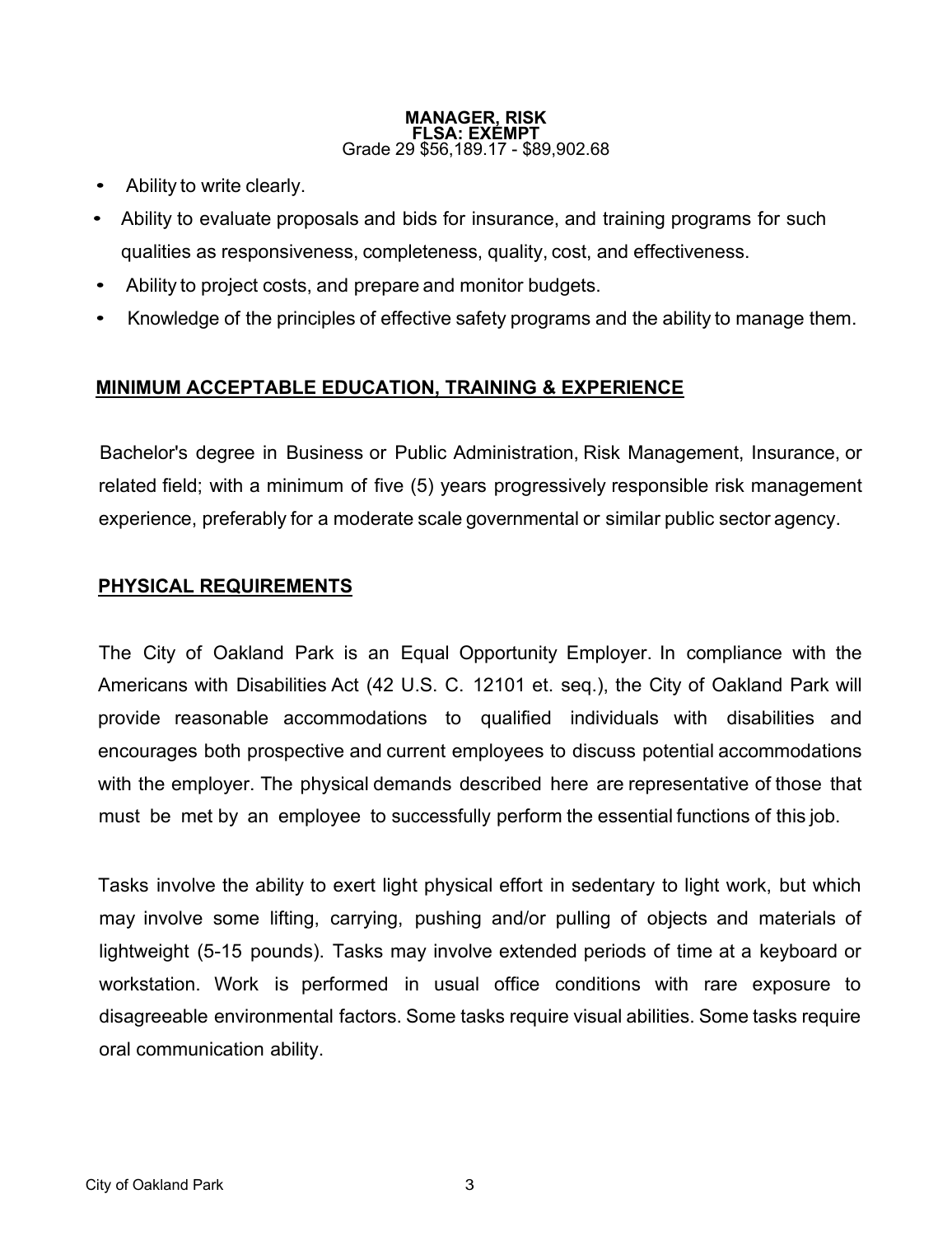**MANAGER, RISK**
**FLSA: EXEMPT**
Grade 29 $56,189.17 - $89,902.68

- Ability to write clearly.
- Ability to evaluate proposals and bids for insurance, and training programs for such qualities as responsiveness, completeness, quality, cost, and effectiveness.
- Ability to project costs, and prepare and monitor budgets.
- Knowledge of the principles of effective safety programs and the ability to manage them.

## MINIMUM ACCEPTABLE EDUCATION, TRAINING & EXPERIENCE

Bachelor's degree in Business or Public Administration, Risk Management, Insurance, or related field; with a minimum of five (5) years progressively responsible risk management experience, preferably for a moderate scale governmental or similar public sector agency.

## PHYSICAL REQUIREMENTS

The City of Oakland Park is an Equal Opportunity Employer. In compliance with the Americans with Disabilities Act (42 U.S. C. 12101 et. seq.), the City of Oakland Park will provide reasonable accommodations to qualified individuals with disabilities and encourages both prospective and current employees to discuss potential accommodations with the employer. The physical demands described here are representative of those that must be met by an employee to successfully perform the essential functions of this job.

Tasks involve the ability to exert light physical effort in sedentary to light work, but which may involve some lifting, carrying, pushing and/or pulling of objects and materials of lightweight (5-15 pounds). Tasks may involve extended periods of time at a keyboard or workstation. Work is performed in usual office conditions with rare exposure to disagreeable environmental factors. Some tasks require visual abilities. Some tasks require oral communication ability.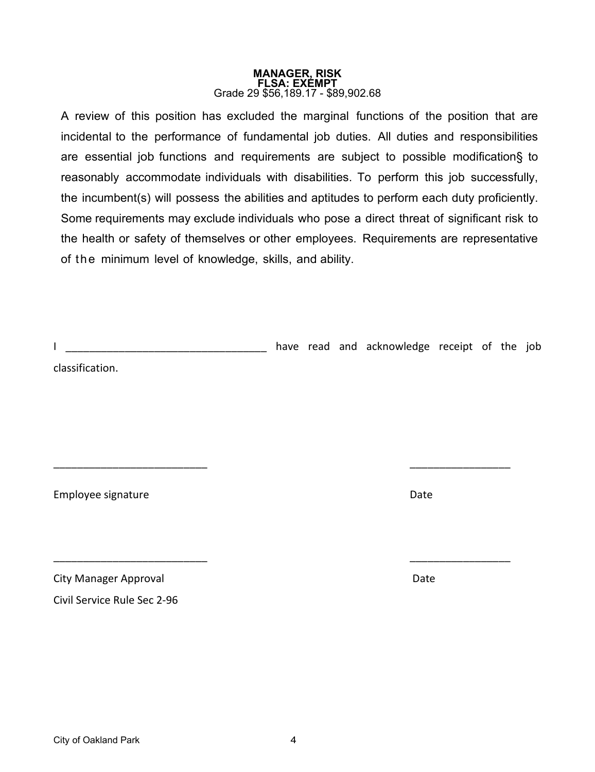**MANAGER, RISK**
**FLSA: EXEMPT**
Grade 29 $56,189.17 - $89,902.68

A review of this position has excluded the marginal functions of the position that are incidental to the performance of fundamental job duties. All duties and responsibilities are essential job functions and requirements are subject to possible modification§ to reasonably accommodate individuals with disabilities. To perform this job successfully, the incumbent(s) will possess the abilities and aptitudes to perform each duty proficiently. Some requirements may exclude individuals who pose a direct threat of significant risk to the health or safety of themselves or other employees. Requirements are representative of the minimum level of knowledge, skills, and ability.

I __________________________________ have read and acknowledge receipt of the job classification.

___________________________ ________________

Employee signature Date

___________________________ ________________

City Manager Approval Date

Civil Service Rule Sec 2-96